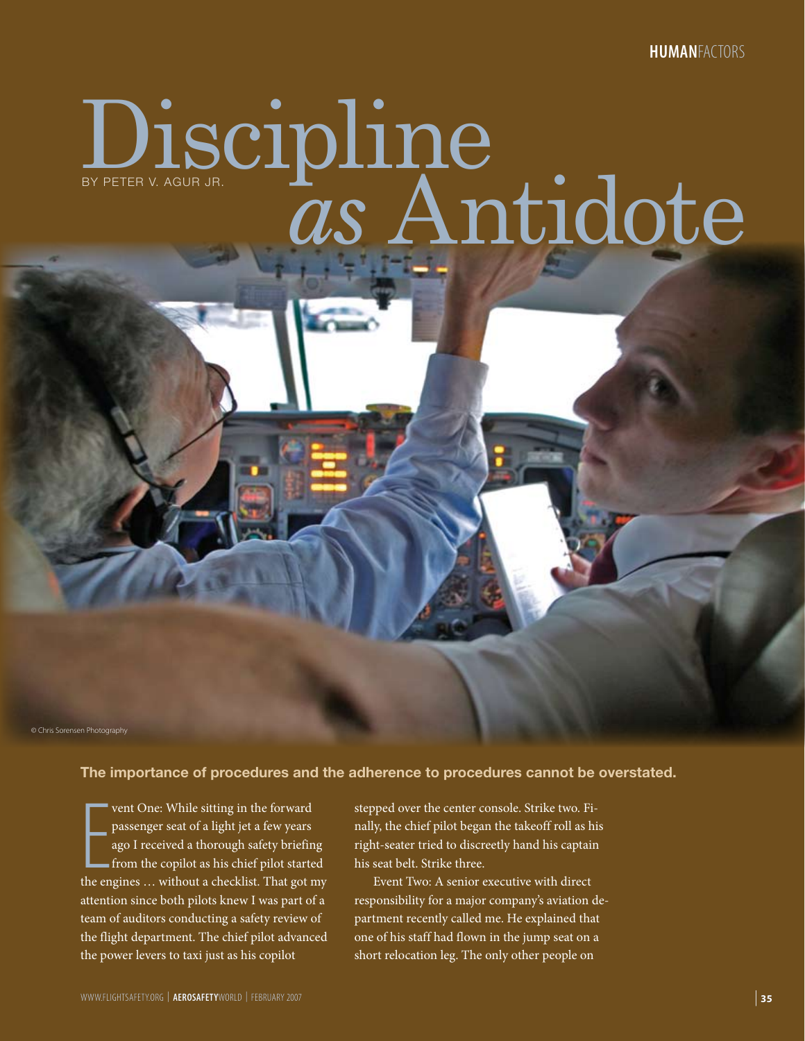HUMANFACTORS

# Discipline *as* Antidote

BY PETER V. AGUR JR.

© Chris Sorensen Photography

**The importance of procedures and the adherence to procedures cannot be overstated.**

Event One: While sitting in the forward passenger seat of a light jet a few years ago I received a thorough safety briefing from the copilot as his chief pilot started the engines … without a checklist. That got my attention since both pilots knew I was part of a team of auditors conducting a safety review of the flight department. The chief pilot advanced the power levers to taxi just as his copilot stepped over the center console. Strike two. Finally, the chief pilot began the takeoff roll as his right-seater tried to discreetly hand his captain his seat belt. Strike three.

Event Two: A senior executive with direct responsibility for a major company's aviation department recently called me. He explained that one of his staff had flown in the jump seat on a short relocation leg. The only other people on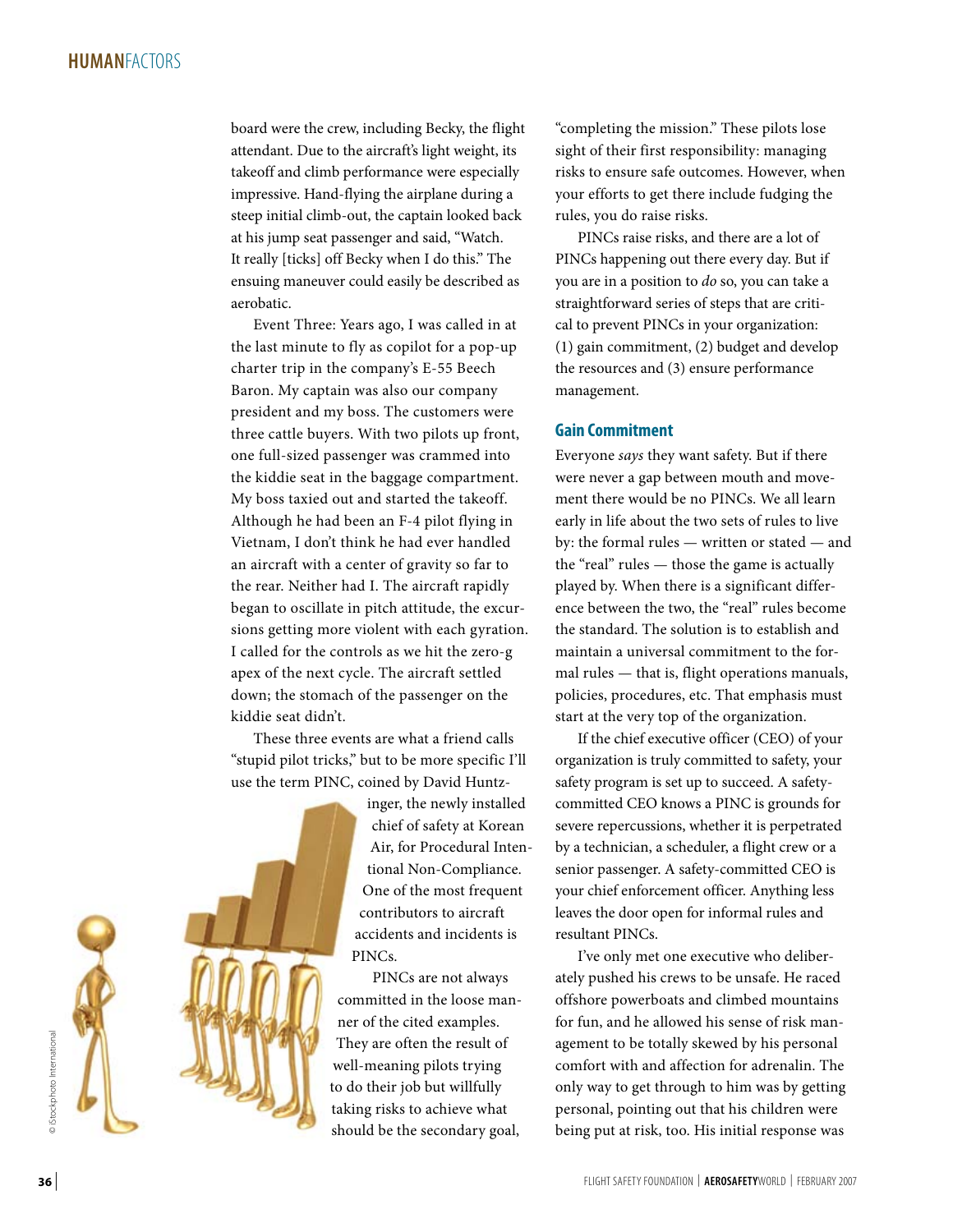board were the crew, including Becky, the flight attendant. Due to the aircraft's light weight, its takeoff and climb performance were especially impressive. Hand-flying the airplane during a steep initial climb-out, the captain looked back at his jump seat passenger and said, "Watch. It really [ticks] off Becky when I do this." The ensuing maneuver could easily be described as aerobatic.

Event Three: Years ago, I was called in at the last minute to fly as copilot for a pop-up charter trip in the company's E-55 Beech Baron. My captain was also our company president and my boss. The customers were three cattle buyers. With two pilots up front, one full-sized passenger was crammed into the kiddie seat in the baggage compartment. My boss taxied out and started the takeoff. Although he had been an F-4 pilot flying in Vietnam, I don't think he had ever handled an aircraft with a center of gravity so far to the rear. Neither had I. The aircraft rapidly began to oscillate in pitch attitude, the excursions getting more violent with each gyration. I called for the controls as we hit the zero-g apex of the next cycle. The aircraft settled down; the stomach of the passenger on the kiddie seat didn't.

These three events are what a friend calls "stupid pilot tricks," but to be more specific I'll use the term PINC, coined by David Huntzinger, the newly installed chief of safety at Korean Air, for Procedural Intentional Non-Compliance. One of the most frequent contributors to aircraft accidents and incidents is PINCs.

PINCs are not always committed in the loose manner of the cited examples. They are often the result of well-meaning pilots trying to do their job but willfully taking risks to achieve what should be the secondary goal, "completing the mission." These pilots lose sight of their first responsibility: managing risks to ensure safe outcomes. However, when your efforts to get there include fudging the rules, you do raise risks.

PINCs raise risks, and there are a lot of PINCs happening out there every day. But if you are in a position to *do* so, you can take a straightforward series of steps that are critical to prevent PINCs in your organization: (1) gain commitment, (2) budget and develop the resources and (3) ensure performance management.

## Gain Commitment

Everyone *says* they want safety. But if there were never a gap between mouth and movement there would be no PINCs. We all learn early in life about the two sets of rules to live by: the formal rules — written or stated — and the "real" rules — those the game is actually played by. When there is a significant difference between the two, the "real" rules become the standard. The solution is to establish and maintain a universal commitment to the formal rules — that is, flight operations manuals, policies, procedures, etc. That emphasis must start at the very top of the organization.

If the chief executive officer (CEO) of your organization is truly committed to safety, your safety program is set up to succeed. A safety-committed CEO knows a PINC is grounds for severe repercussions, whether it is perpetrated by a technician, a scheduler, a flight crew or a senior passenger. A safety-committed CEO is your chief enforcement officer. Anything less leaves the door open for informal rules and resultant PINCs.

I've only met one executive who deliberately pushed his crews to be unsafe. He raced offshore powerboats and climbed mountains for fun, and he allowed his sense of risk management to be totally skewed by his personal comfort with and affection for adrenalin. The only way to get through to him was by getting personal, pointing out that his children were being put at risk, too. His initial response was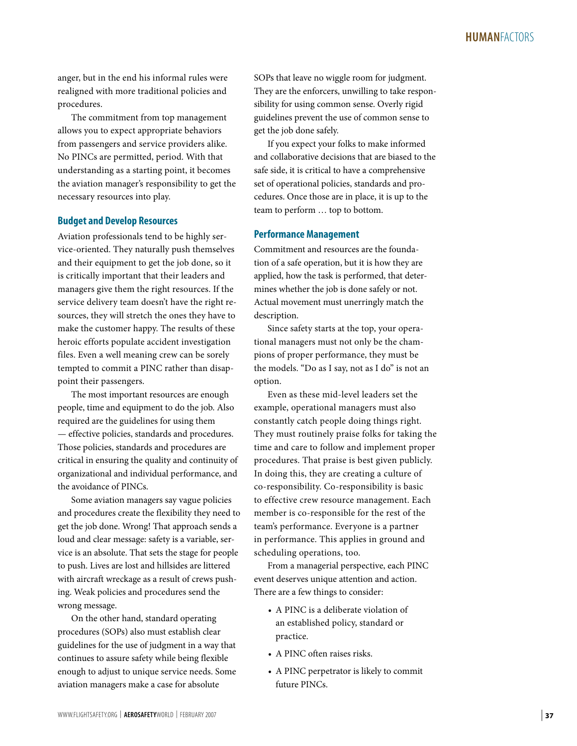anger, but in the end his informal rules were realigned with more traditional policies and procedures.

The commitment from top management allows you to expect appropriate behaviors from passengers and service providers alike. No PINCs are permitted, period. With that understanding as a starting point, it becomes the aviation manager's responsibility to get the necessary resources into play.

## Budget and Develop Resources

Aviation professionals tend to be highly service-oriented. They naturally push themselves and their equipment to get the job done, so it is critically important that their leaders and managers give them the right resources. If the service delivery team doesn't have the right resources, they will stretch the ones they have to make the customer happy. The results of these heroic efforts populate accident investigation files. Even a well meaning crew can be sorely tempted to commit a PINC rather than disappoint their passengers.

The most important resources are enough people, time and equipment to do the job. Also required are the guidelines for using them — effective policies, standards and procedures. Those policies, standards and procedures are critical in ensuring the quality and continuity of organizational and individual performance, and the avoidance of PINCs.

Some aviation managers say vague policies and procedures create the flexibility they need to get the job done. Wrong! That approach sends a loud and clear message: safety is a variable, service is an absolute. That sets the stage for people to push. Lives are lost and hillsides are littered with aircraft wreckage as a result of crews pushing. Weak policies and procedures send the wrong message.

On the other hand, standard operating procedures (SOPs) also must establish clear guidelines for the use of judgment in a way that continues to assure safety while being flexible enough to adjust to unique service needs. Some aviation managers make a case for absolute SOPs that leave no wiggle room for judgment. They are the enforcers, unwilling to take responsibility for using common sense. Overly rigid guidelines prevent the use of common sense to get the job done safely.

If you expect your folks to make informed and collaborative decisions that are biased to the safe side, it is critical to have a comprehensive set of operational policies, standards and procedures. Once those are in place, it is up to the team to perform … top to bottom.

## Performance Management

Commitment and resources are the foundation of a safe operation, but it is how they are applied, how the task is performed, that determines whether the job is done safely or not. Actual movement must unerringly match the description.

Since safety starts at the top, your operational managers must not only be the champions of proper performance, they must be the models. "Do as I say, not as I do" is not an option.

Even as these mid-level leaders set the example, operational managers must also constantly catch people doing things right. They must routinely praise folks for taking the time and care to follow and implement proper procedures. That praise is best given publicly. In doing this, they are creating a culture of co-responsibility. Co-responsibility is basic to effective crew resource management. Each member is co-responsible for the rest of the team's performance. Everyone is a partner in performance. This applies in ground and scheduling operations, too.

From a managerial perspective, each PINC event deserves unique attention and action. There are a few things to consider:

- A PINC is a deliberate violation of an established policy, standard or practice.
- A PINC often raises risks.
- A PINC perpetrator is likely to commit future PINCs.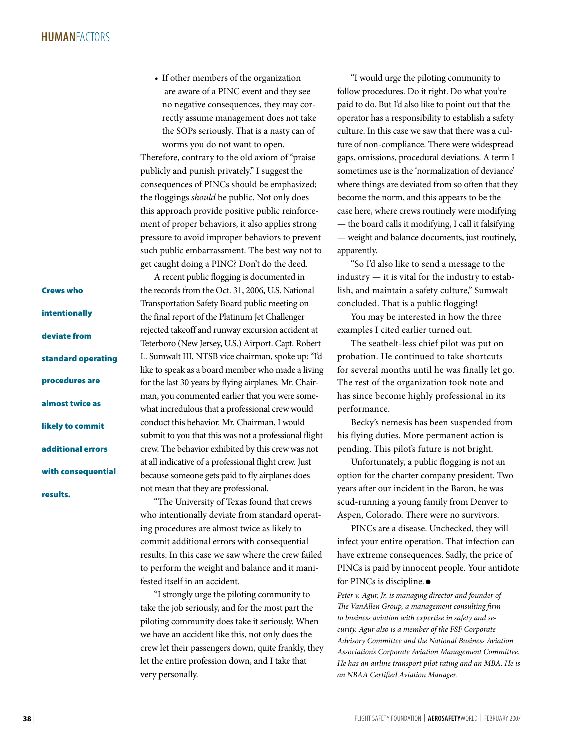- If other members of the organization are aware of a PINC event and they see no negative consequences, they may correctly assume management does not take the SOPs seriously. That is a nasty can of worms you do not want to open.

Therefore, contrary to the old axiom of "praise publicly and punish privately," I suggest the consequences of PINCs should be emphasized; the floggings *should* be public. Not only does this approach provide positive public reinforcement of proper behaviors, it also applies strong pressure to avoid improper behaviors to prevent such public embarrassment. The best way not to get caught doing a PINC? Don't do the deed.

A recent public flogging is documented in the records from the Oct. 31, 2006, U.S. National Transportation Safety Board public meeting on the final report of the Platinum Jet Challenger rejected takeoff and runway excursion accident at Teterboro (New Jersey, U.S.) Airport. Capt. Robert L. Sumwalt III, NTSB vice chairman, spoke up: "I'd like to speak as a board member who made a living for the last 30 years by flying airplanes. Mr. Chairman, you commented earlier that you were somewhat incredulous that a professional crew would conduct this behavior. Mr. Chairman, I would submit to you that this was not a professional flight crew. The behavior exhibited by this crew was not at all indicative of a professional flight crew. Just because someone gets paid to fly airplanes does not mean that they are professional.

**Crews who intentionally deviate from standard operating procedures are almost twice as likely to commit additional errors with consequential results.**

"The University of Texas found that crews who intentionally deviate from standard operating procedures are almost twice as likely to commit additional errors with consequential results. In this case we saw where the crew failed to perform the weight and balance and it manifested itself in an accident.

"I strongly urge the piloting community to take the job seriously, and for the most part the piloting community does take it seriously. When we have an accident like this, not only does the crew let their passengers down, quite frankly, they let the entire profession down, and I take that very personally.

"I would urge the piloting community to follow procedures. Do it right. Do what you're paid to do. But I'd also like to point out that the operator has a responsibility to establish a safety culture. In this case we saw that there was a culture of non-compliance. There were widespread gaps, omissions, procedural deviations. A term I sometimes use is the 'normalization of deviance' where things are deviated from so often that they become the norm, and this appears to be the case here, where crews routinely were modifying — the board calls it modifying, I call it falsifying — weight and balance documents, just routinely, apparently.

"So I'd also like to send a message to the industry — it is vital for the industry to establish, and maintain a safety culture," Sumwalt concluded. That is a public flogging!

You may be interested in how the three examples I cited earlier turned out.

The seatbelt-less chief pilot was put on probation. He continued to take shortcuts for several months until he was finally let go. The rest of the organization took note and has since become highly professional in its performance.

Becky's nemesis has been suspended from his flying duties. More permanent action is pending. This pilot's future is not bright.

Unfortunately, a public flogging is not an option for the charter company president. Two years after our incident in the Baron, he was scud-running a young family from Denver to Aspen, Colorado. There were no survivors.

PINCs are a disease. Unchecked, they will infect your entire operation. That infection can have extreme consequences. Sadly, the price of PINCs is paid by innocent people. Your antidote for PINCs is discipline. ●

*Peter v. Agur, Jr. is managing director and founder of The VanAllen Group, a management consulting firm to business aviation with expertise in safety and security. Agur also is a member of the FSF Corporate Advisory Committee and the National Business Aviation Association's Corporate Aviation Management Committee. He has an airline transport pilot rating and an MBA. He is an NBAA Certified Aviation Manager.*